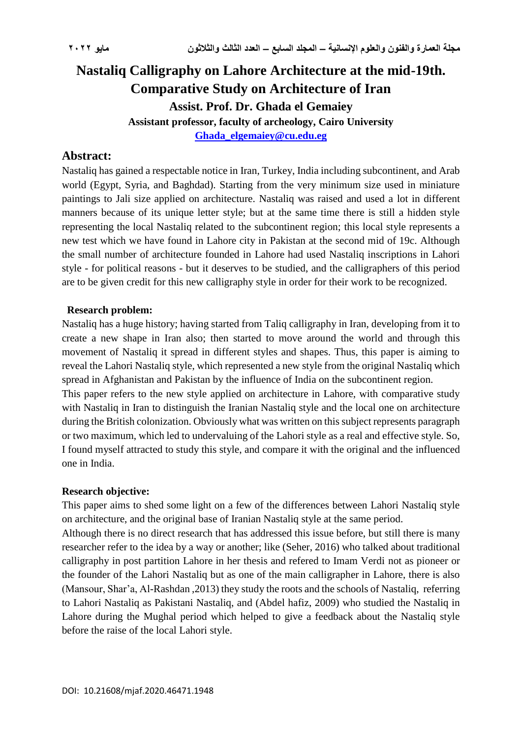# Nastaliq Calligraphy on Lahore Architecture at the mid-19th. Comparative Study on Architecture of Iran

**Assist. Prof. Dr. Ghada el Gemaiey**

**Assistant professor, faculty of archeology, Cairo University**

**Ghada_elgemaiey@cu.edu.eg**

## Abstract:

Nastaliq has gained a respectable notice in Iran, Turkey, India including subcontinent, and Arab world (Egypt, Syria, and Baghdad). Starting from the very minimum size used in miniature paintings to Jali size applied on architecture. Nastaliq was raised and used a lot in different manners because of its unique letter style; but at the same time there is still a hidden style representing the local Nastaliq related to the subcontinent region; this local style represents a new test which we have found in Lahore city in Pakistan at the second mid of 19c. Although the small number of architecture founded in Lahore had used Nastaliq inscriptions in Lahori style - for political reasons - but it deserves to be studied, and the calligraphers of this period are to be given credit for this new calligraphy style in order for their work to be recognized.

### Research problem:

Nastaliq has a huge history; having started from Taliq calligraphy in Iran, developing from it to create a new shape in Iran also; then started to move around the world and through this movement of Nastaliq it spread in different styles and shapes. Thus, this paper is aiming to reveal the Lahori Nastaliq style, which represented a new style from the original Nastaliq which spread in Afghanistan and Pakistan by the influence of India on the subcontinent region.

This paper refers to the new style applied on architecture in Lahore, with comparative study with Nastaliq in Iran to distinguish the Iranian Nastaliq style and the local one on architecture during the British colonization. Obviously what was written on this subject represents paragraph or two maximum, which led to undervaluing of the Lahori style as a real and effective style. So, I found myself attracted to study this style, and compare it with the original and the influenced one in India.

### Research objective:

This paper aims to shed some light on a few of the differences between Lahori Nastaliq style on architecture, and the original base of Iranian Nastaliq style at the same period.

Although there is no direct research that has addressed this issue before, but still there is many researcher refer to the idea by a way or another; like (Seher, 2016) who talked about traditional calligraphy in post partition Lahore in her thesis and refered to Imam Verdi not as pioneer or the founder of the Lahori Nastaliq but as one of the main calligrapher in Lahore, there is also (Mansour, Shar'a, Al-Rashdan ,2013) they study the roots and the schools of Nastaliq, referring to Lahori Nastaliq as Pakistani Nastaliq, and (Abdel hafiz, 2009) who studied the Nastaliq in Lahore during the Mughal period which helped to give a feedback about the Nastaliq style before the raise of the local Lahori style.

DOI: 10.21608/mjaf.2020.46471.1948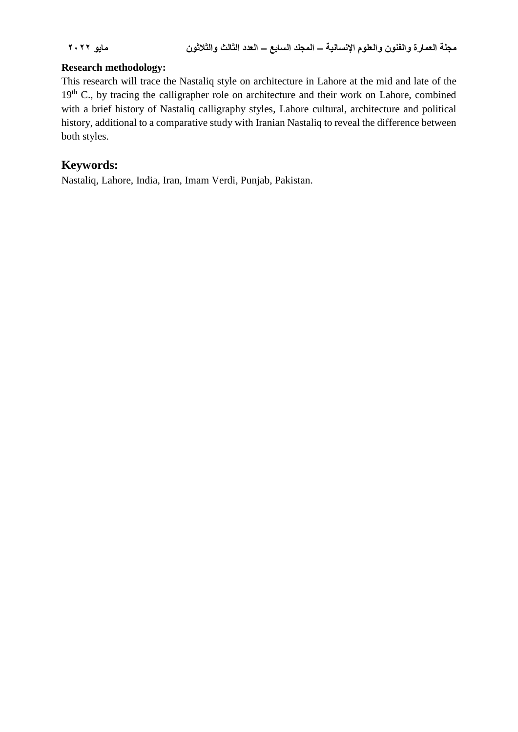**Research methodology:**

This research will trace the Nastaliq style on architecture in Lahore at the mid and late of the $19^{th}$ C., by tracing the calligrapher role on architecture and their work on Lahore, combined with a brief history of Nastaliq calligraphy styles, Lahore cultural, architecture and political history, additional to a comparative study with Iranian Nastaliq to reveal the difference between both styles.

## Keywords:

Nastaliq, Lahore, India, Iran, Imam Verdi, Punjab, Pakistan.